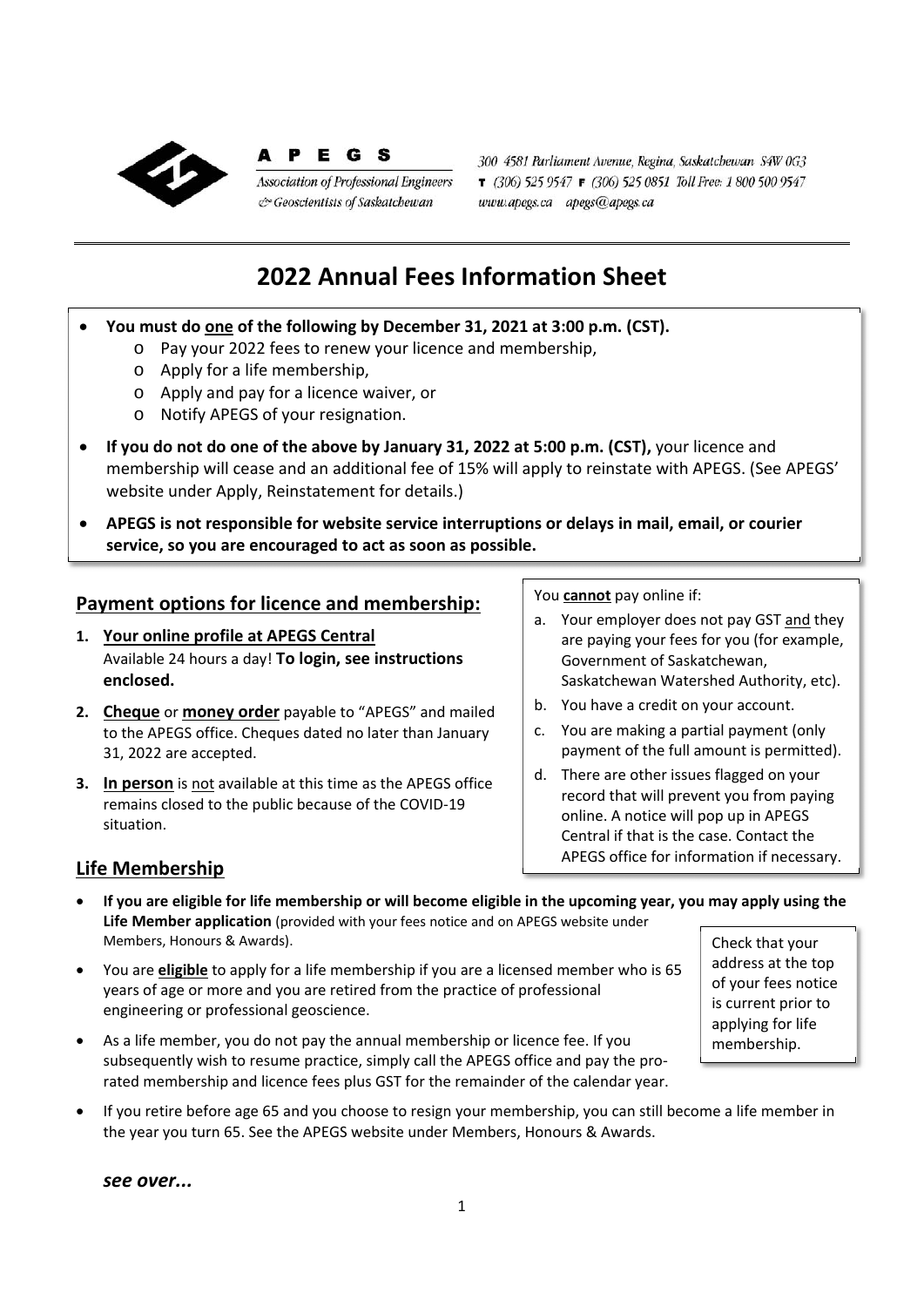**APEGS**

*Association of Professional Engineers & Geoscientists of Saskatchewan*

*300 4581 Parliament Avenue, Regina, Saskatchewan S4W 0G3*
*T (306) 525 9547 F (306) 525 0851 Toll Free: 1 800 500 9547*
*www.apegs.ca apegs@apegs.ca*

# 2022 Annual Fees Information Sheet

- **You must do one of the following by December 31, 2021 at 3:00 p.m. (CST).**
  - Pay your 2022 fees to renew your licence and membership,
  - Apply for a life membership,
  - Apply and pay for a licence waiver, or
  - Notify APEGS of your resignation.
- **If you do not do one of the above by January 31, 2022 at 5:00 p.m. (CST),** your licence and membership will cease and an additional fee of 15% will apply to reinstate with APEGS. (See APEGS' website under Apply, Reinstatement for details.)
- **APEGS is not responsible for website service interruptions or delays in mail, email, or courier service, so you are encouraged to act as soon as possible.**

## Payment options for licence and membership:

1. **Your online profile at APEGS Central**
   Available 24 hours a day! **To login, see instructions enclosed.**
2. **Cheque** or **money order** payable to "APEGS" and mailed to the APEGS office. Cheques dated no later than January 31, 2022 are accepted.
3. **In person** is not available at this time as the APEGS office remains closed to the public because of the COVID-19 situation.

You **cannot** pay online if:

a. Your employer does not pay GST and they are paying your fees for you (for example, Government of Saskatchewan, Saskatchewan Watershed Authority, etc).
b. You have a credit on your account.
c. You are making a partial payment (only payment of the full amount is permitted).
d. There are other issues flagged on your record that will prevent you from paying online. A notice will pop up in APEGS Central if that is the case. Contact the APEGS office for information if necessary.

## Life Membership

- **If you are eligible for life membership or will become eligible in the upcoming year, you may apply using the Life Member application** (provided with your fees notice and on APEGS website under Members, Honours & Awards).
- You are **eligible** to apply for a life membership if you are a licensed member who is 65 years of age or more and you are retired from the practice of professional engineering or professional geoscience.
- As a life member, you do not pay the annual membership or licence fee. If you subsequently wish to resume practice, simply call the APEGS office and pay the pro-rated membership and licence fees plus GST for the remainder of the calendar year.
- If you retire before age 65 and you choose to resign your membership, you can still become a life member in the year you turn 65. See the APEGS website under Members, Honours & Awards.

Check that your address at the top of your fees notice is current prior to applying for life membership.

***see over...***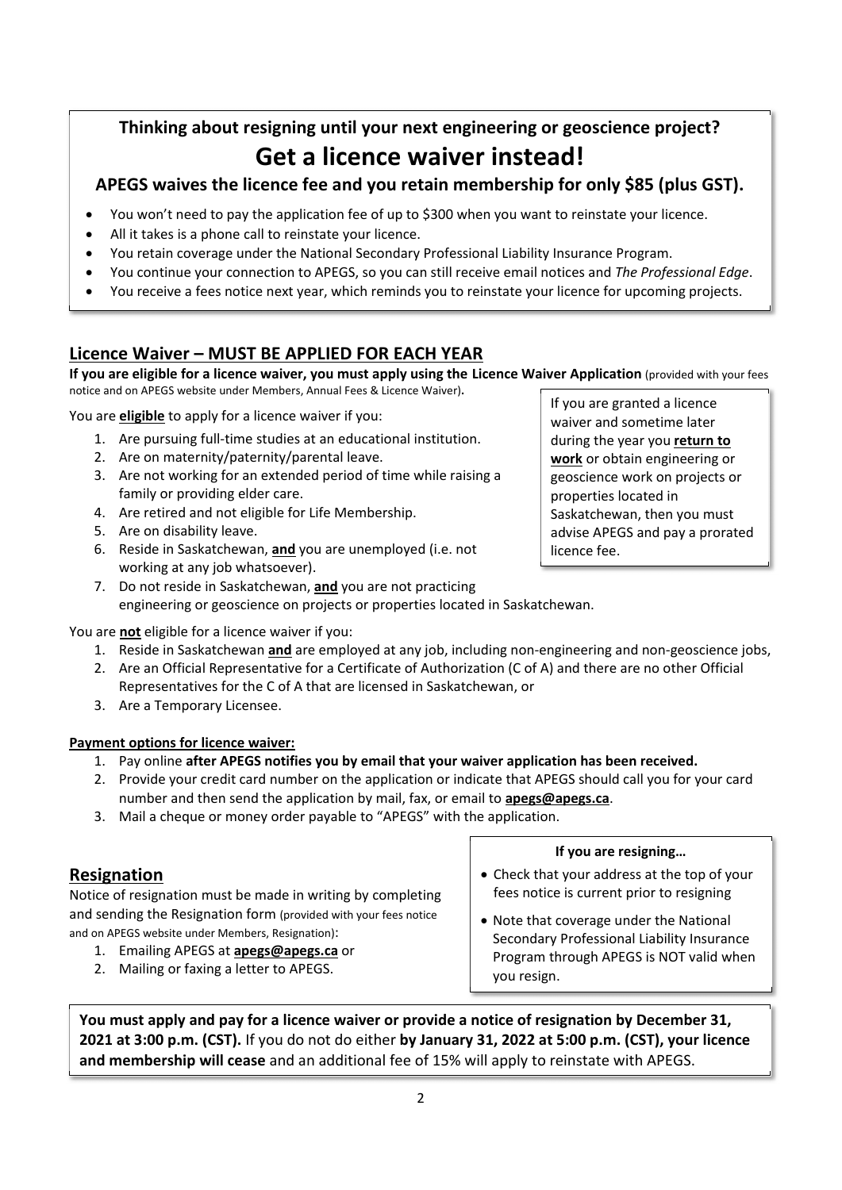**Thinking about resigning until your next engineering or geoscience project?**

# Get a licence waiver instead!

**APEGS waives the licence fee and you retain membership for only $85 (plus GST).**

- You won't need to pay the application fee of up to $300 when you want to reinstate your licence.
- All it takes is a phone call to reinstate your licence.
- You retain coverage under the National Secondary Professional Liability Insurance Program.
- You continue your connection to APEGS, so you can still receive email notices and *The Professional Edge*.
- You receive a fees notice next year, which reminds you to reinstate your licence for upcoming projects.

## Licence Waiver – MUST BE APPLIED FOR EACH YEAR

**If you are eligible for a licence waiver, you must apply using the Licence Waiver Application** (provided with your fees notice and on APEGS website under Members, Annual Fees & Licence Waiver)**.**

You are **eligible** to apply for a licence waiver if you:

1. Are pursuing full-time studies at an educational institution.
2. Are on maternity/paternity/parental leave.
3. Are not working for an extended period of time while raising a family or providing elder care.
4. Are retired and not eligible for Life Membership.
5. Are on disability leave.
6. Reside in Saskatchewan, **and** you are unemployed (i.e. not working at any job whatsoever).
7. Do not reside in Saskatchewan, **and** you are not practicing engineering or geoscience on projects or properties located in Saskatchewan.

If you are granted a licence waiver and sometime later during the year you **return to work** or obtain engineering or geoscience work on projects or properties located in Saskatchewan, then you must advise APEGS and pay a prorated licence fee.

You are **not** eligible for a licence waiver if you:

1. Reside in Saskatchewan **and** are employed at any job, including non-engineering and non-geoscience jobs,
2. Are an Official Representative for a Certificate of Authorization (C of A) and there are no other Official Representatives for the C of A that are licensed in Saskatchewan, or
3. Are a Temporary Licensee.

**Payment options for licence waiver:**

1. Pay online **after APEGS notifies you by email that your waiver application has been received.**
2. Provide your credit card number on the application or indicate that APEGS should call you for your card number and then send the application by mail, fax, or email to **apegs@apegs.ca**.
3. Mail a cheque or money order payable to "APEGS" with the application.

## Resignation

Notice of resignation must be made in writing by completing and sending the Resignation form (provided with your fees notice and on APEGS website under Members, Resignation):

1. Emailing APEGS at **apegs@apegs.ca** or
2. Mailing or faxing a letter to APEGS.

**If you are resigning…**

- Check that your address at the top of your fees notice is current prior to resigning
- Note that coverage under the National Secondary Professional Liability Insurance Program through APEGS is NOT valid when you resign.

**You must apply and pay for a licence waiver or provide a notice of resignation by December 31, 2021 at 3:00 p.m. (CST).** If you do not do either **by January 31, 2022 at 5:00 p.m. (CST), your licence and membership will cease** and an additional fee of 15% will apply to reinstate with APEGS.